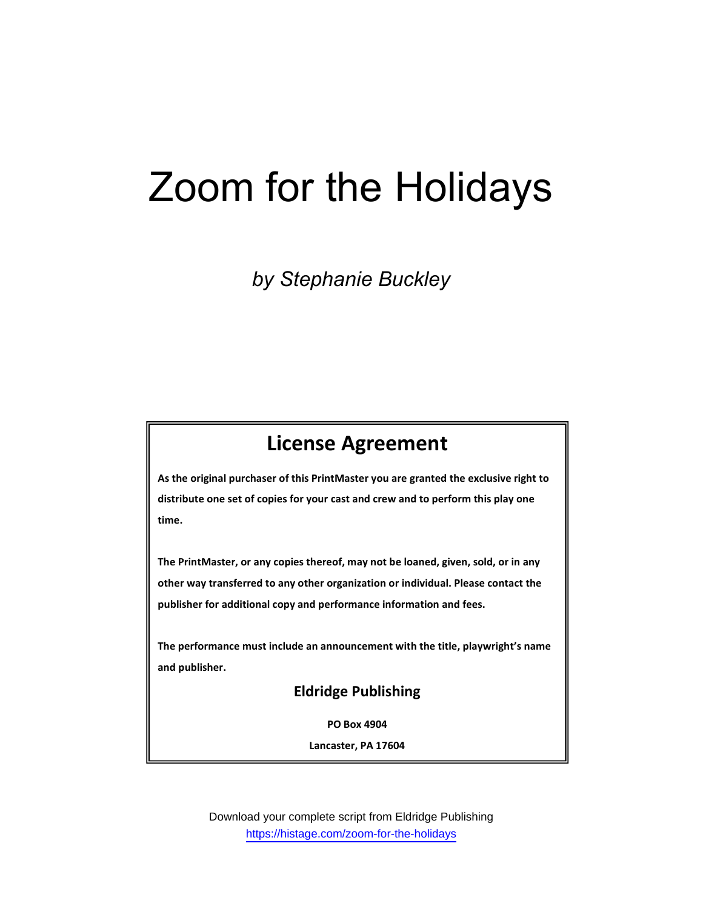# Zoom for the Holidays

*by Stephanie Buckley*

## License Agreement

**As the original purchaser of this PrintMaster you are granted the exclusive right to distribute one set of copies for your cast and crew and to perform this play one time.**

**The PrintMaster, or any copies thereof, may not be loaned, given, sold, or in any other way transferred to any other organization or individual. Please contact the publisher for additional copy and performance information and fees.**

**The performance must include an announcement with the title, playwright's name and publisher.**

**Eldridge Publishing**

**PO Box 4904**

**Lancaster, PA 17604**

Download your complete script from Eldridge Publishing
https://histage.com/zoom-for-the-holidays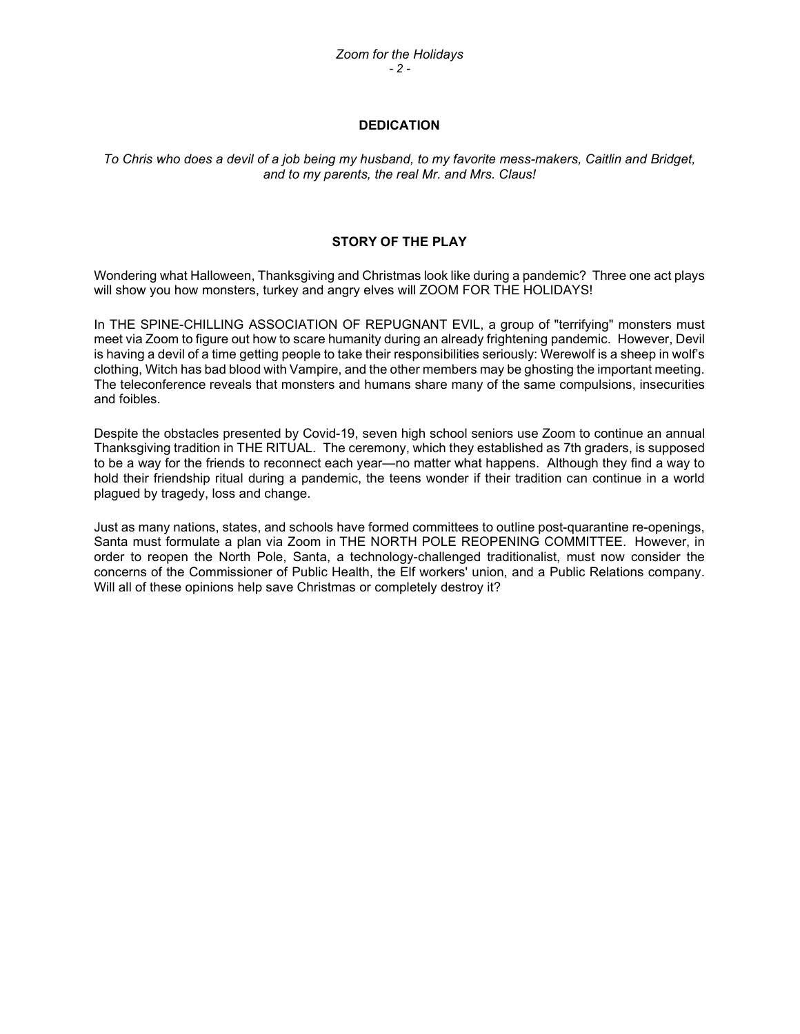## DEDICATION

*To Chris who does a devil of a job being my husband, to my favorite mess-makers, Caitlin and Bridget, and to my parents, the real Mr. and Mrs. Claus!*

## STORY OF THE PLAY

Wondering what Halloween, Thanksgiving and Christmas look like during a pandemic? Three one act plays will show you how monsters, turkey and angry elves will ZOOM FOR THE HOLIDAYS!

In THE SPINE-CHILLING ASSOCIATION OF REPUGNANT EVIL, a group of "terrifying" monsters must meet via Zoom to figure out how to scare humanity during an already frightening pandemic. However, Devil is having a devil of a time getting people to take their responsibilities seriously: Werewolf is a sheep in wolf's clothing, Witch has bad blood with Vampire, and the other members may be ghosting the important meeting. The teleconference reveals that monsters and humans share many of the same compulsions, insecurities and foibles.

Despite the obstacles presented by Covid-19, seven high school seniors use Zoom to continue an annual Thanksgiving tradition in THE RITUAL. The ceremony, which they established as 7th graders, is supposed to be a way for the friends to reconnect each year—no matter what happens. Although they find a way to hold their friendship ritual during a pandemic, the teens wonder if their tradition can continue in a world plagued by tragedy, loss and change.

Just as many nations, states, and schools have formed committees to outline post-quarantine re-openings, Santa must formulate a plan via Zoom in THE NORTH POLE REOPENING COMMITTEE. However, in order to reopen the North Pole, Santa, a technology-challenged traditionalist, must now consider the concerns of the Commissioner of Public Health, the Elf workers' union, and a Public Relations company. Will all of these opinions help save Christmas or completely destroy it?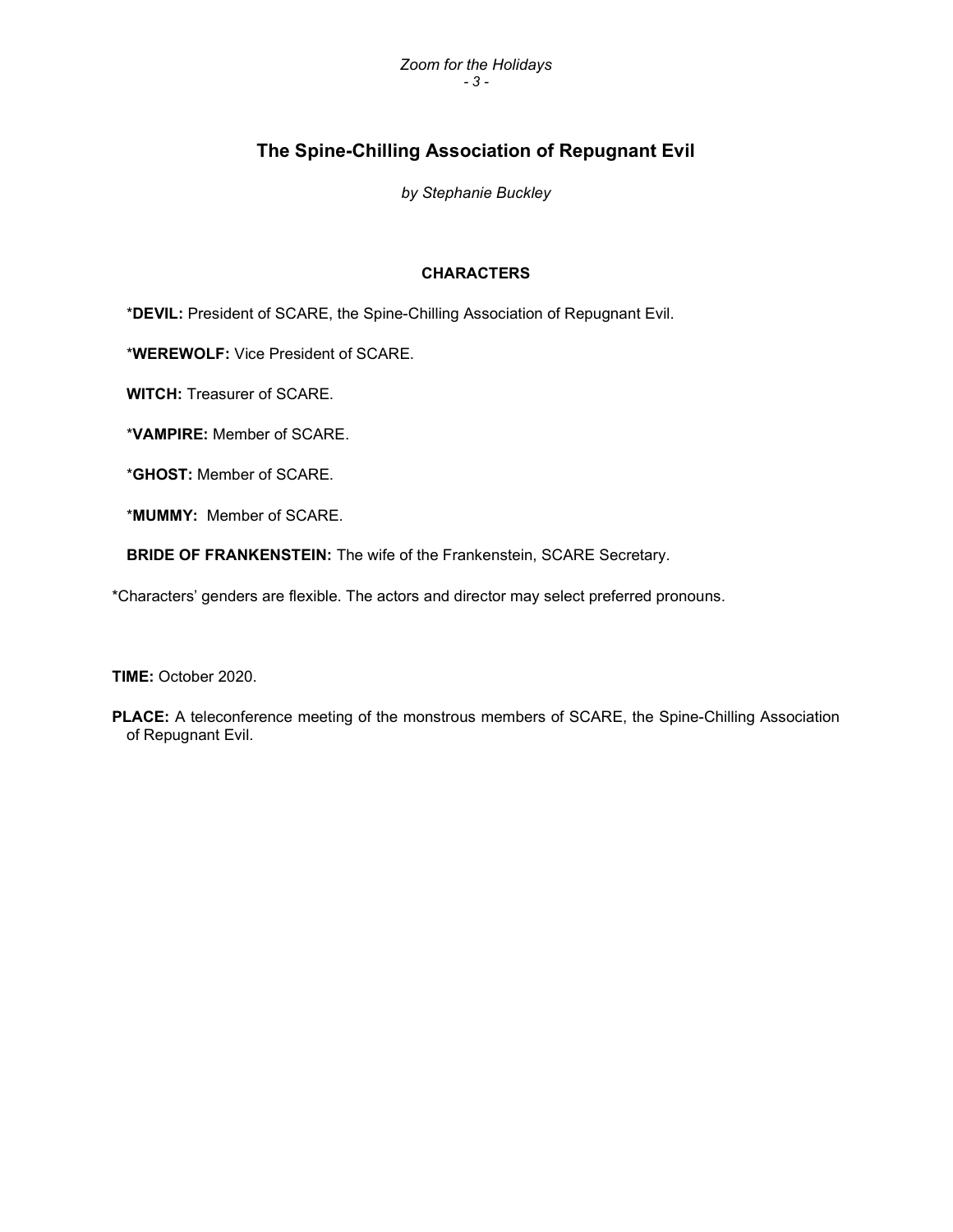# The Spine-Chilling Association of Repugnant Evil

*by Stephanie Buckley*

## CHARACTERS

*__DEVIL:__ President of SCARE, the Spine-Chilling Association of Repugnant Evil.

*__WEREWOLF:__ Vice President of SCARE.

**WITCH:** Treasurer of SCARE.

*__VAMPIRE:__ Member of SCARE.

*__GHOST:__ Member of SCARE.

*__MUMMY:__ Member of SCARE.

**BRIDE OF FRANKENSTEIN:** The wife of the Frankenstein, SCARE Secretary.

*Characters' genders are flexible. The actors and director may select preferred pronouns.

**TIME:** October 2020.

**PLACE:** A teleconference meeting of the monstrous members of SCARE, the Spine-Chilling Association of Repugnant Evil.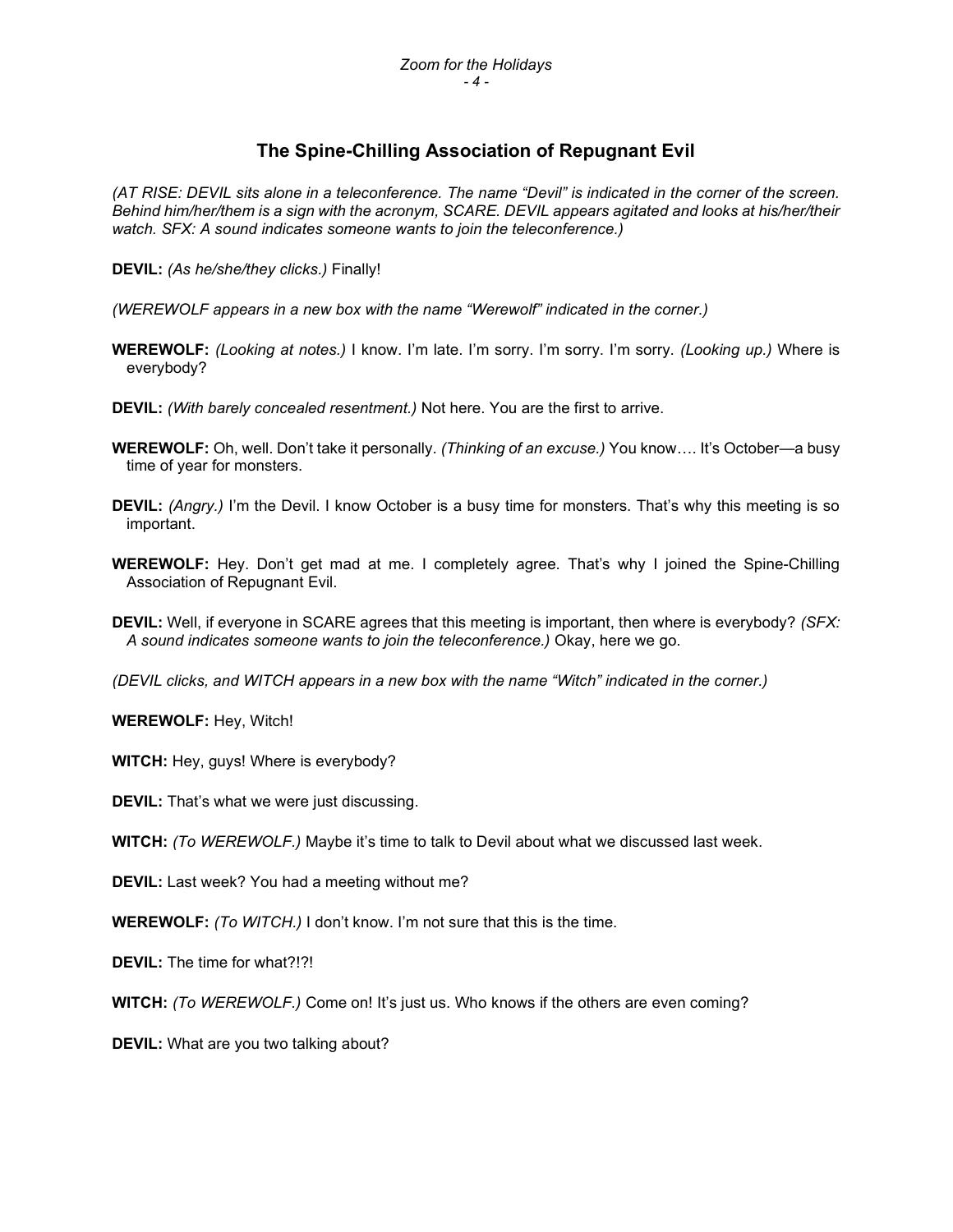## The Spine-Chilling Association of Repugnant Evil

*(AT RISE: DEVIL sits alone in a teleconference. The name "Devil" is indicated in the corner of the screen. Behind him/her/them is a sign with the acronym, SCARE. DEVIL appears agitated and looks at his/her/their watch. SFX: A sound indicates someone wants to join the teleconference.)*

**DEVIL:** *(As he/she/they clicks.)* Finally!

*(WEREWOLF appears in a new box with the name "Werewolf" indicated in the corner.)*

**WEREWOLF:** *(Looking at notes.)* I know. I'm late. I'm sorry. I'm sorry. I'm sorry. *(Looking up.)* Where is everybody?

**DEVIL:** *(With barely concealed resentment.)* Not here. You are the first to arrive.

**WEREWOLF:** Oh, well. Don't take it personally. *(Thinking of an excuse.)* You know…. It's October—a busy time of year for monsters.

**DEVIL:** *(Angry.)* I'm the Devil. I know October is a busy time for monsters. That's why this meeting is so important.

**WEREWOLF:** Hey. Don't get mad at me. I completely agree. That's why I joined the Spine-Chilling Association of Repugnant Evil.

**DEVIL:** Well, if everyone in SCARE agrees that this meeting is important, then where is everybody? *(SFX: A sound indicates someone wants to join the teleconference.)* Okay, here we go.

*(DEVIL clicks, and WITCH appears in a new box with the name "Witch" indicated in the corner.)*

**WEREWOLF:** Hey, Witch!

**WITCH:** Hey, guys! Where is everybody?

**DEVIL:** That's what we were just discussing.

**WITCH:** *(To WEREWOLF.)* Maybe it's time to talk to Devil about what we discussed last week.

**DEVIL:** Last week? You had a meeting without me?

**WEREWOLF:** *(To WITCH.)* I don't know. I'm not sure that this is the time.

**DEVIL:** The time for what?!?!

**WITCH:** *(To WEREWOLF.)* Come on! It's just us. Who knows if the others are even coming?

**DEVIL:** What are you two talking about?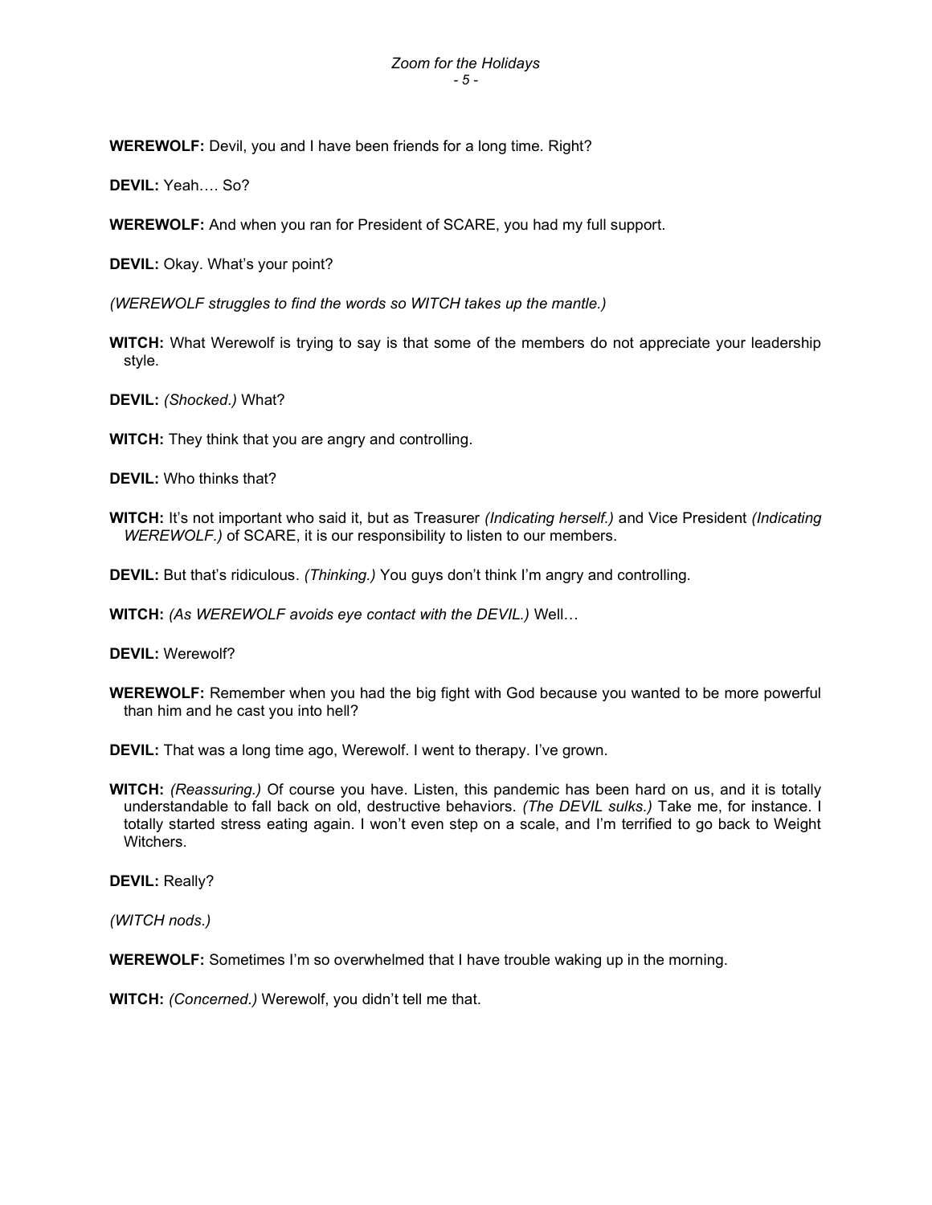**WEREWOLF:** Devil, you and I have been friends for a long time. Right?

**DEVIL:** Yeah…. So?

**WEREWOLF:** And when you ran for President of SCARE, you had my full support.

**DEVIL:** Okay. What's your point?

*(WEREWOLF struggles to find the words so WITCH takes up the mantle.)*

**WITCH:** What Werewolf is trying to say is that some of the members do not appreciate your leadership style.

**DEVIL:** *(Shocked.)* What?

**WITCH:** They think that you are angry and controlling.

**DEVIL:** Who thinks that?

**WITCH:** It's not important who said it, but as Treasurer *(Indicating herself.)* and Vice President *(Indicating WEREWOLF.)* of SCARE, it is our responsibility to listen to our members.

**DEVIL:** But that's ridiculous. *(Thinking.)* You guys don't think I'm angry and controlling.

**WITCH:** *(As WEREWOLF avoids eye contact with the DEVIL.)* Well…

**DEVIL:** Werewolf?

**WEREWOLF:** Remember when you had the big fight with God because you wanted to be more powerful than him and he cast you into hell?

**DEVIL:** That was a long time ago, Werewolf. I went to therapy. I've grown.

**WITCH:** *(Reassuring.)* Of course you have. Listen, this pandemic has been hard on us, and it is totally understandable to fall back on old, destructive behaviors. *(The DEVIL sulks.)* Take me, for instance. I totally started stress eating again. I won't even step on a scale, and I'm terrified to go back to Weight Witchers.

**DEVIL:** Really?

*(WITCH nods.)*

**WEREWOLF:** Sometimes I'm so overwhelmed that I have trouble waking up in the morning.

**WITCH:** *(Concerned.)* Werewolf, you didn't tell me that.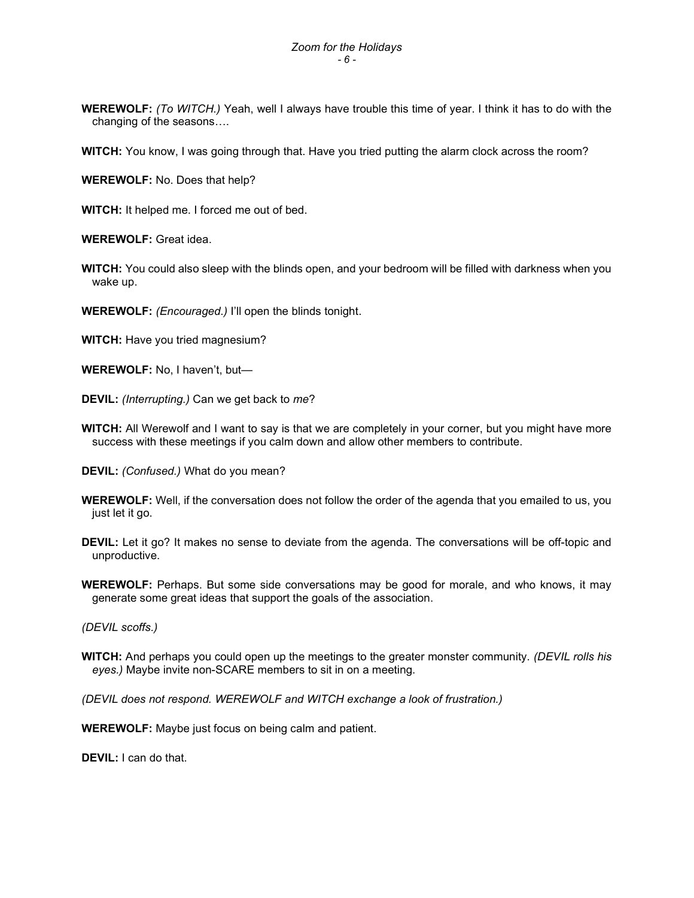**WEREWOLF:** *(To WITCH.)* Yeah, well I always have trouble this time of year. I think it has to do with the changing of the seasons….

**WITCH:** You know, I was going through that. Have you tried putting the alarm clock across the room?

**WEREWOLF:** No. Does that help?

**WITCH:** It helped me. I forced me out of bed.

**WEREWOLF:** Great idea.

**WITCH:** You could also sleep with the blinds open, and your bedroom will be filled with darkness when you wake up.

**WEREWOLF:** *(Encouraged.)* I'll open the blinds tonight.

**WITCH:** Have you tried magnesium?

**WEREWOLF:** No, I haven't, but—

**DEVIL:** *(Interrupting.)* Can we get back to *me*?

**WITCH:** All Werewolf and I want to say is that we are completely in your corner, but you might have more success with these meetings if you calm down and allow other members to contribute.

**DEVIL:** *(Confused.)* What do you mean?

**WEREWOLF:** Well, if the conversation does not follow the order of the agenda that you emailed to us, you just let it go.

**DEVIL:** Let it go? It makes no sense to deviate from the agenda. The conversations will be off-topic and unproductive.

**WEREWOLF:** Perhaps. But some side conversations may be good for morale, and who knows, it may generate some great ideas that support the goals of the association.

*(DEVIL scoffs.)*

**WITCH:** And perhaps you could open up the meetings to the greater monster community. *(DEVIL rolls his eyes.)* Maybe invite non-SCARE members to sit in on a meeting.

*(DEVIL does not respond. WEREWOLF and WITCH exchange a look of frustration.)*

**WEREWOLF:** Maybe just focus on being calm and patient.

**DEVIL:** I can do that.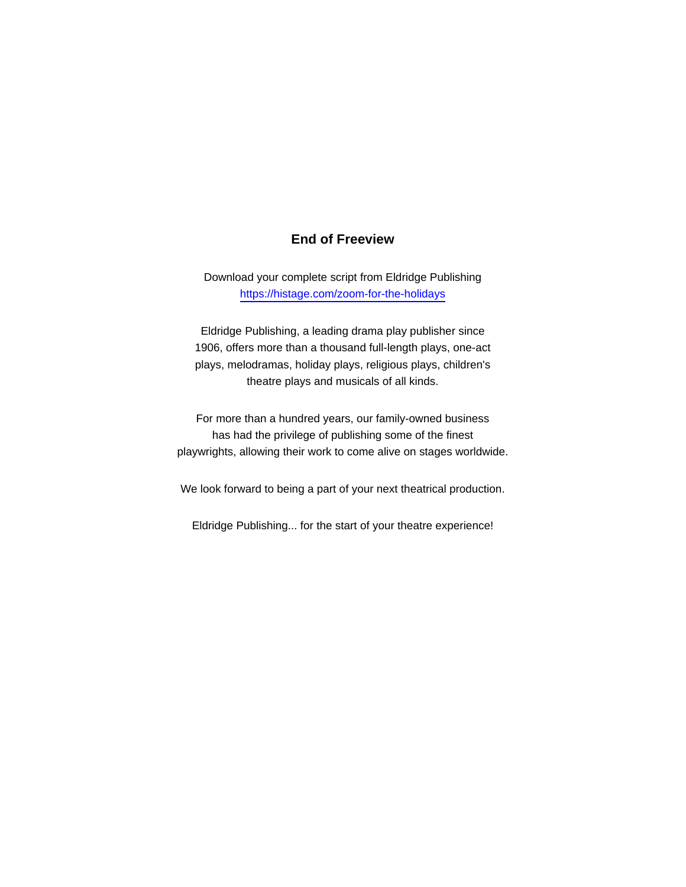## End of Freeview

Download your complete script from Eldridge Publishing
https://histage.com/zoom-for-the-holidays

Eldridge Publishing, a leading drama play publisher since 1906, offers more than a thousand full-length plays, one-act plays, melodramas, holiday plays, religious plays, children's theatre plays and musicals of all kinds.

For more than a hundred years, our family-owned business has had the privilege of publishing some of the finest playwrights, allowing their work to come alive on stages worldwide.

We look forward to being a part of your next theatrical production.

Eldridge Publishing... for the start of your theatre experience!